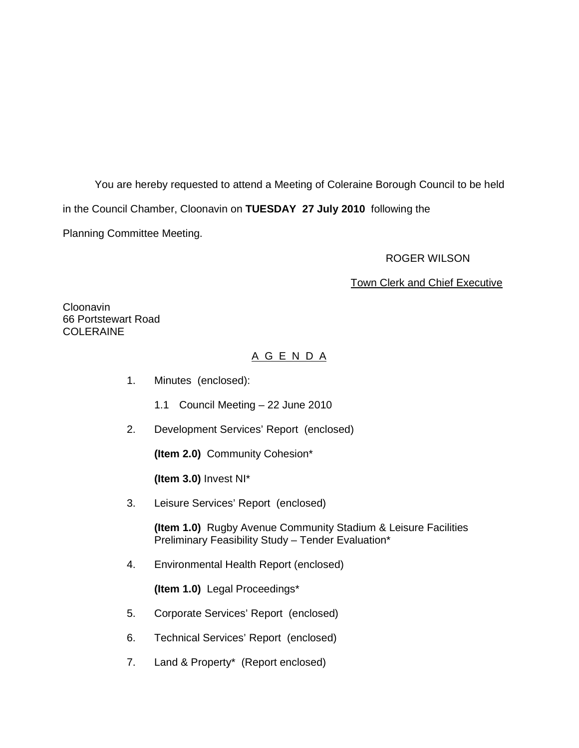You are hereby requested to attend a Meeting of Coleraine Borough Council to be held in the Council Chamber, Cloonavin on **TUESDAY 27 July 2010** following the Planning Committee Meeting.

ROGER WILSON

Town Clerk and Chief Executive

Cloonavin
66 Portstewart Road
COLERAINE

## A G E N D A

1. Minutes (enclosed):

   1.1 Council Meeting – 22 June 2010

2. Development Services' Report (enclosed)

   **(Item 2.0)** Community Cohesion*

   **(Item 3.0)** Invest NI*

3. Leisure Services' Report (enclosed)

   **(Item 1.0)** Rugby Avenue Community Stadium & Leisure Facilities Preliminary Feasibility Study – Tender Evaluation*

4. Environmental Health Report (enclosed)

   **(Item 1.0)** Legal Proceedings*

5. Corporate Services' Report (enclosed)

6. Technical Services' Report (enclosed)

7. Land & Property* (Report enclosed)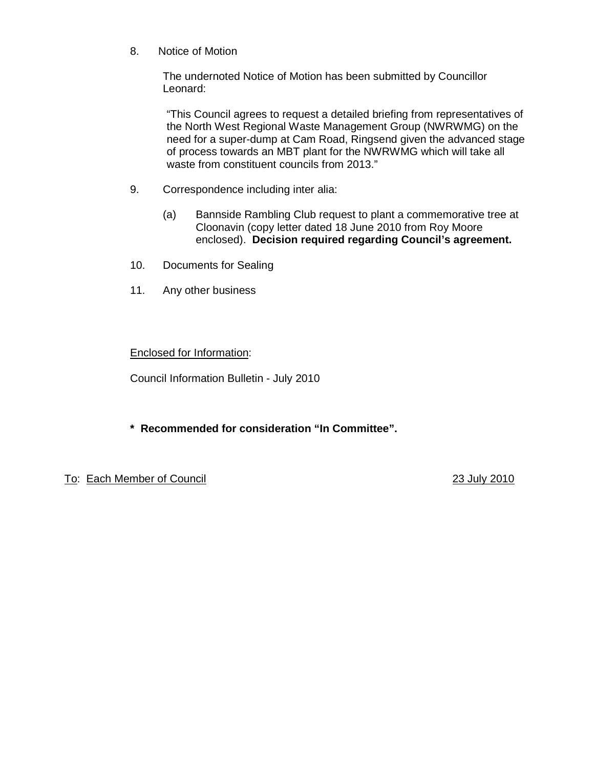8. Notice of Motion

   The undernoted Notice of Motion has been submitted by Councillor Leonard:

   "This Council agrees to request a detailed briefing from representatives of the North West Regional Waste Management Group (NWRWMG) on the need for a super-dump at Cam Road, Ringsend given the advanced stage of process towards an MBT plant for the NWRWMG which will take all waste from constituent councils from 2013."

9. Correspondence including inter alia:

   (a) Bannside Rambling Club request to plant a commemorative tree at Cloonavin (copy letter dated 18 June 2010 from Roy Moore enclosed). **Decision required regarding Council's agreement.**

10. Documents for Sealing

11. Any other business

<u>Enclosed for Information</u>:

Council Information Bulletin - July 2010

**\* Recommended for consideration "In Committee".**

<u>To</u>: <u>Each Member of Council</u>

<u>23 July 2010</u>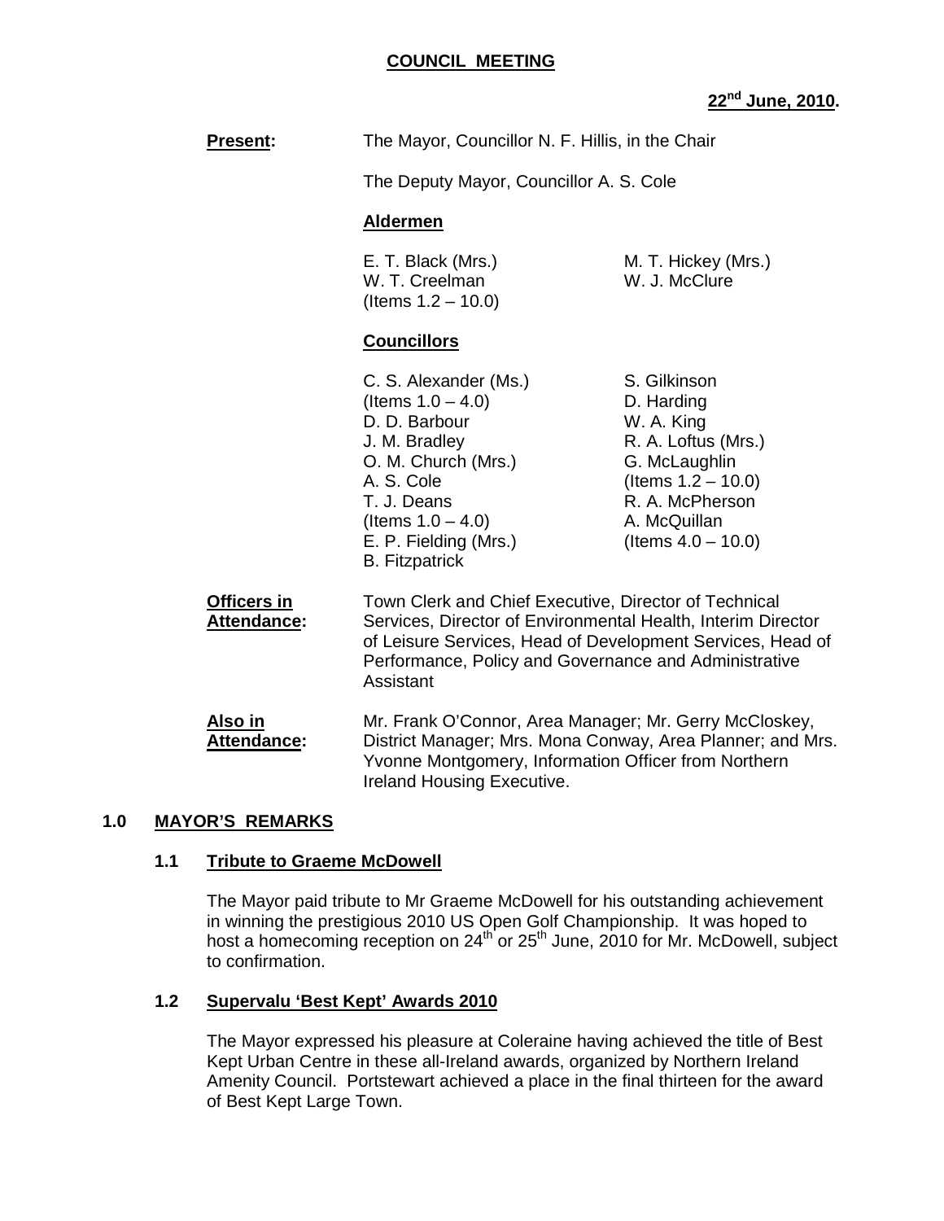**COUNCIL MEETING**

**22nd June, 2010.**

**Present:** The Mayor, Councillor N. F. Hillis, in the Chair

The Deputy Mayor, Councillor A. S. Cole

**Aldermen**

E. T. Black (Mrs.)
W. T. Creelman (Items 1.2 – 10.0)
M. T. Hickey (Mrs.)
W. J. McClure

**Councillors**

C. S. Alexander (Ms.) (Items 1.0 – 4.0)
D. D. Barbour
J. M. Bradley
O. M. Church (Mrs.)
A. S. Cole
T. J. Deans (Items 1.0 – 4.0)
E. P. Fielding (Mrs.)
B. Fitzpatrick
S. Gilkinson
D. Harding
W. A. King
R. A. Loftus (Mrs.)
G. McLaughlin (Items 1.2 – 10.0)
R. A. McPherson
A. McQuillan (Items 4.0 – 10.0)

**Officers in Attendance:** Town Clerk and Chief Executive, Director of Technical Services, Director of Environmental Health, Interim Director of Leisure Services, Head of Development Services, Head of Performance, Policy and Governance and Administrative Assistant

**Also in Attendance:** Mr. Frank O'Connor, Area Manager; Mr. Gerry McCloskey, District Manager; Mrs. Mona Conway, Area Planner; and Mrs. Yvonne Montgomery, Information Officer from Northern Ireland Housing Executive.

## 1.0 MAYOR'S REMARKS

### 1.1 Tribute to Graeme McDowell

The Mayor paid tribute to Mr Graeme McDowell for his outstanding achievement in winning the prestigious 2010 US Open Golf Championship. It was hoped to host a homecoming reception on 24th or 25th June, 2010 for Mr. McDowell, subject to confirmation.

### 1.2 Supervalu 'Best Kept' Awards 2010

The Mayor expressed his pleasure at Coleraine having achieved the title of Best Kept Urban Centre in these all-Ireland awards, organized by Northern Ireland Amenity Council. Portstewart achieved a place in the final thirteen for the award of Best Kept Large Town.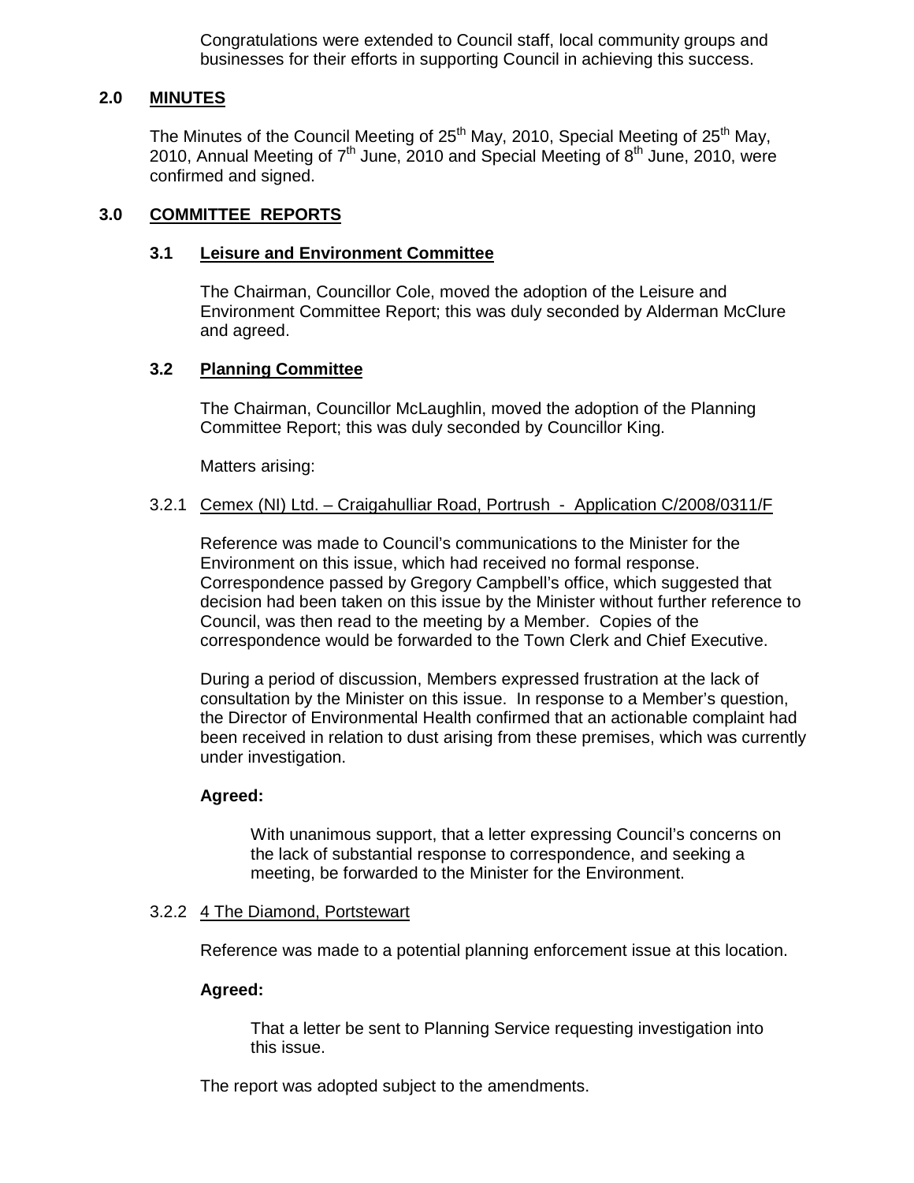Congratulations were extended to Council staff, local community groups and businesses for their efforts in supporting Council in achieving this success.

## 2.0 MINUTES

The Minutes of the Council Meeting of 25th May, 2010, Special Meeting of 25th May, 2010, Annual Meeting of 7th June, 2010 and Special Meeting of 8th June, 2010, were confirmed and signed.

## 3.0 COMMITTEE REPORTS

### 3.1 Leisure and Environment Committee

The Chairman, Councillor Cole, moved the adoption of the Leisure and Environment Committee Report; this was duly seconded by Alderman McClure and agreed.

### 3.2 Planning Committee

The Chairman, Councillor McLaughlin, moved the adoption of the Planning Committee Report; this was duly seconded by Councillor King.

Matters arising:

3.2.1 Cemex (NI) Ltd. – Craigahulliar Road, Portrush - Application C/2008/0311/F

Reference was made to Council's communications to the Minister for the Environment on this issue, which had received no formal response. Correspondence passed by Gregory Campbell's office, which suggested that decision had been taken on this issue by the Minister without further reference to Council, was then read to the meeting by a Member. Copies of the correspondence would be forwarded to the Town Clerk and Chief Executive.

During a period of discussion, Members expressed frustration at the lack of consultation by the Minister on this issue. In response to a Member's question, the Director of Environmental Health confirmed that an actionable complaint had been received in relation to dust arising from these premises, which was currently under investigation.

**Agreed:**

With unanimous support, that a letter expressing Council's concerns on the lack of substantial response to correspondence, and seeking a meeting, be forwarded to the Minister for the Environment.

3.2.2 4 The Diamond, Portstewart

Reference was made to a potential planning enforcement issue at this location.

**Agreed:**

That a letter be sent to Planning Service requesting investigation into this issue.

The report was adopted subject to the amendments.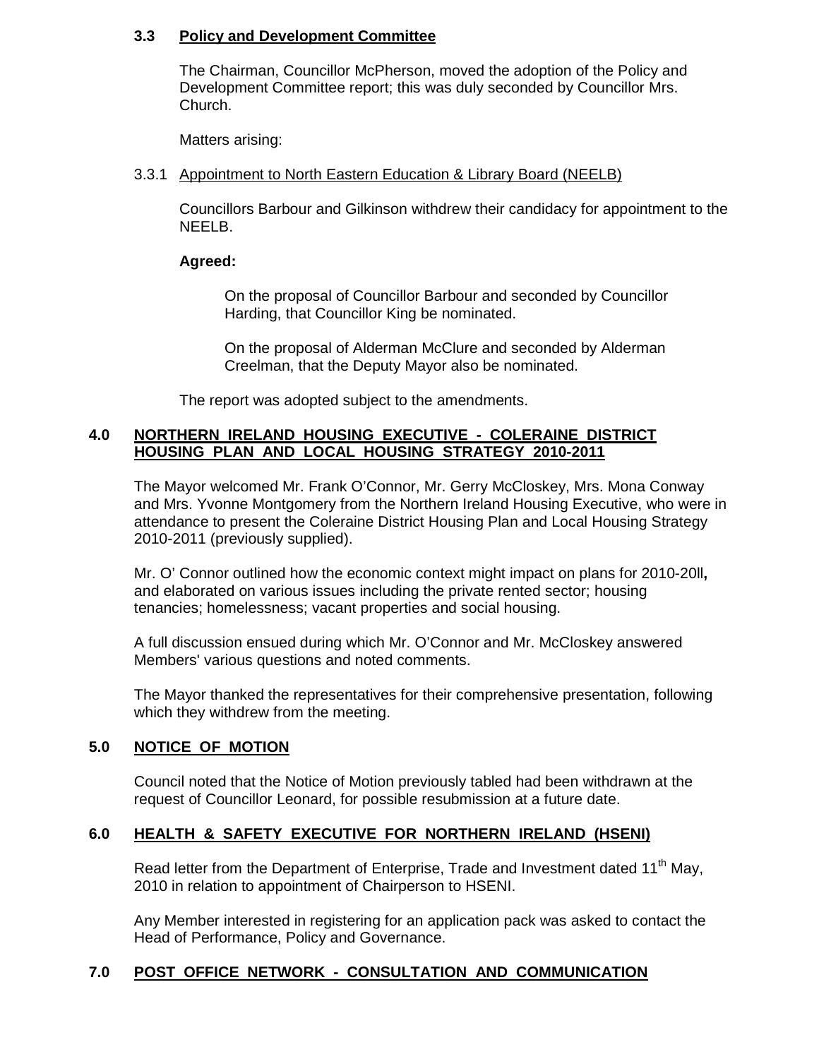### 3.3 Policy and Development Committee

The Chairman, Councillor McPherson, moved the adoption of the Policy and Development Committee report; this was duly seconded by Councillor Mrs. Church.

Matters arising:

3.3.1 Appointment to North Eastern Education & Library Board (NEELB)

Councillors Barbour and Gilkinson withdrew their candidacy for appointment to the NEELB.

**Agreed:**

On the proposal of Councillor Barbour and seconded by Councillor Harding, that Councillor King be nominated.

On the proposal of Alderman McClure and seconded by Alderman Creelman, that the Deputy Mayor also be nominated.

The report was adopted subject to the amendments.

## 4.0 NORTHERN IRELAND HOUSING EXECUTIVE - COLERAINE DISTRICT HOUSING PLAN AND LOCAL HOUSING STRATEGY 2010-2011

The Mayor welcomed Mr. Frank O'Connor, Mr. Gerry McCloskey, Mrs. Mona Conway and Mrs. Yvonne Montgomery from the Northern Ireland Housing Executive, who were in attendance to present the Coleraine District Housing Plan and Local Housing Strategy 2010-2011 (previously supplied).

Mr. O' Connor outlined how the economic context might impact on plans for 2010-20ll**,** and elaborated on various issues including the private rented sector; housing tenancies; homelessness; vacant properties and social housing.

A full discussion ensued during which Mr. O'Connor and Mr. McCloskey answered Members' various questions and noted comments.

The Mayor thanked the representatives for their comprehensive presentation, following which they withdrew from the meeting.

## 5.0 NOTICE OF MOTION

Council noted that the Notice of Motion previously tabled had been withdrawn at the request of Councillor Leonard, for possible resubmission at a future date.

## 6.0 HEALTH & SAFETY EXECUTIVE FOR NORTHERN IRELAND (HSENI)

Read letter from the Department of Enterprise, Trade and Investment dated 11th May, 2010 in relation to appointment of Chairperson to HSENI.

Any Member interested in registering for an application pack was asked to contact the Head of Performance, Policy and Governance.

## 7.0 POST OFFICE NETWORK - CONSULTATION AND COMMUNICATION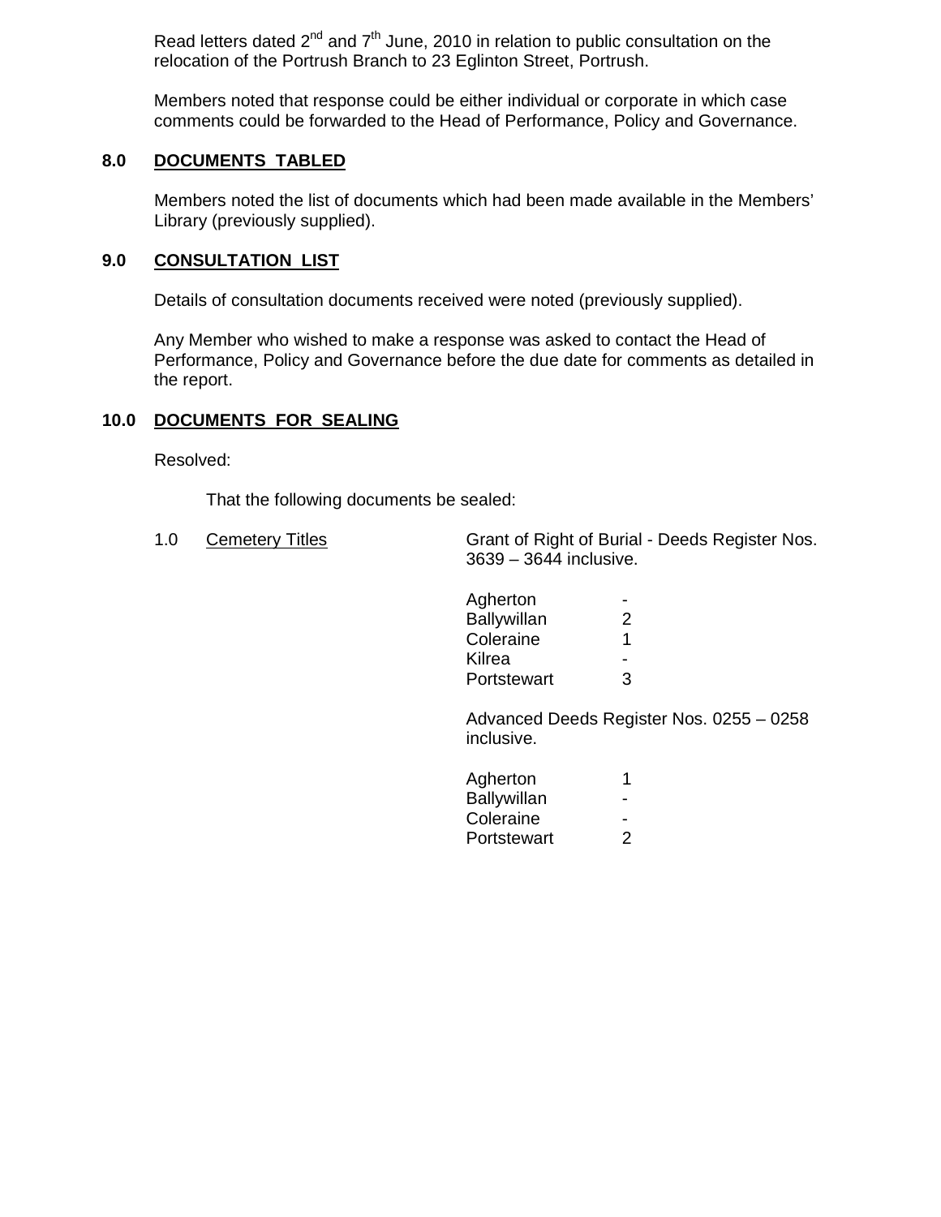Read letters dated 2nd and 7th June, 2010 in relation to public consultation on the relocation of the Portrush Branch to 23 Eglinton Street, Portrush.

Members noted that response could be either individual or corporate in which case comments could be forwarded to the Head of Performance, Policy and Governance.

## 8.0 DOCUMENTS TABLED

Members noted the list of documents which had been made available in the Members' Library (previously supplied).

## 9.0 CONSULTATION LIST

Details of consultation documents received were noted (previously supplied).

Any Member who wished to make a response was asked to contact the Head of Performance, Policy and Governance before the due date for comments as detailed in the report.

## 10.0 DOCUMENTS FOR SEALING

Resolved:

That the following documents be sealed:

1.0 Cemetery Titles

Grant of Right of Burial - Deeds Register Nos. 3639 – 3644 inclusive.

| | |
|---|---|
| Agherton | - |
| Ballywillan | 2 |
| Coleraine | 1 |
| Kilrea | - |
| Portstewart | 3 |

Advanced Deeds Register Nos. 0255 – 0258 inclusive.

| | |
|---|---|
| Agherton | 1 |
| Ballywillan | - |
| Coleraine | - |
| Portstewart | 2 |